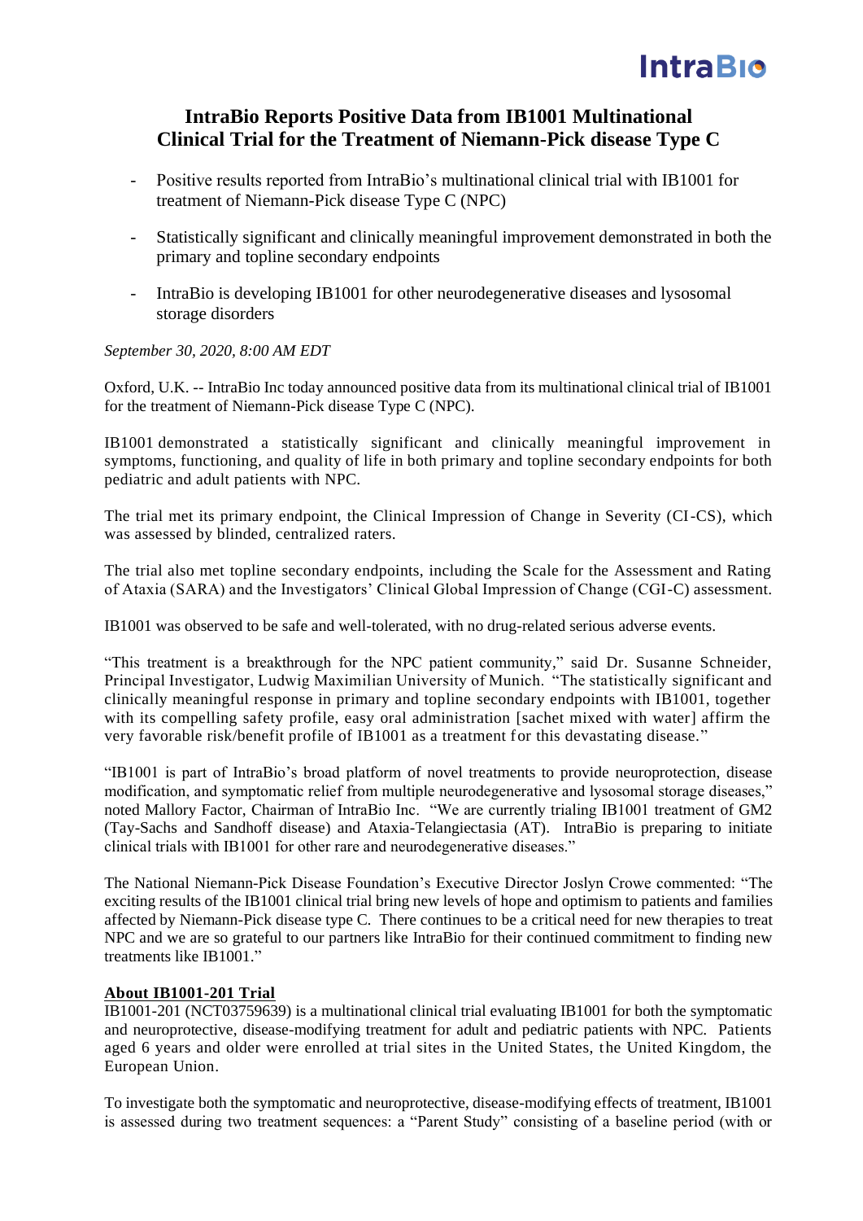# IntraBio Reports Positive Data from IB1001 Multinational Clinical Trial for the Treatment of Niemann-Pick disease Type C

- Positive results reported from IntraBio's multinational clinical trial with IB1001 for treatment of Niemann-Pick disease Type C (NPC)
- Statistically significant and clinically meaningful improvement demonstrated in both the primary and topline secondary endpoints
- IntraBio is developing IB1001 for other neurodegenerative diseases and lysosomal storage disorders

*September 30, 2020, 8:00 AM EDT*

Oxford, U.K. -- IntraBio Inc today announced positive data from its multinational clinical trial of IB1001 for the treatment of Niemann-Pick disease Type C (NPC).

IB1001 demonstrated a statistically significant and clinically meaningful improvement in symptoms, functioning, and quality of life in both primary and topline secondary endpoints for both pediatric and adult patients with NPC.

The trial met its primary endpoint, the Clinical Impression of Change in Severity (CI-CS), which was assessed by blinded, centralized raters.

The trial also met topline secondary endpoints, including the Scale for the Assessment and Rating of Ataxia (SARA) and the Investigators' Clinical Global Impression of Change (CGI-C) assessment.

IB1001 was observed to be safe and well-tolerated, with no drug-related serious adverse events.

"This treatment is a breakthrough for the NPC patient community," said Dr. Susanne Schneider, Principal Investigator, Ludwig Maximilian University of Munich. "The statistically significant and clinically meaningful response in primary and topline secondary endpoints with IB1001, together with its compelling safety profile, easy oral administration [sachet mixed with water] affirm the very favorable risk/benefit profile of IB1001 as a treatment for this devastating disease."

"IB1001 is part of IntraBio's broad platform of novel treatments to provide neuroprotection, disease modification, and symptomatic relief from multiple neurodegenerative and lysosomal storage diseases," noted Mallory Factor, Chairman of IntraBio Inc. "We are currently trialing IB1001 treatment of GM2 (Tay-Sachs and Sandhoff disease) and Ataxia-Telangiectasia (AT). IntraBio is preparing to initiate clinical trials with IB1001 for other rare and neurodegenerative diseases."

The National Niemann-Pick Disease Foundation's Executive Director Joslyn Crowe commented: "The exciting results of the IB1001 clinical trial bring new levels of hope and optimism to patients and families affected by Niemann-Pick disease type C. There continues to be a critical need for new therapies to treat NPC and we are so grateful to our partners like IntraBio for their continued commitment to finding new treatments like IB1001."

## About IB1001-201 Trial

IB1001-201 (NCT03759639) is a multinational clinical trial evaluating IB1001 for both the symptomatic and neuroprotective, disease-modifying treatment for adult and pediatric patients with NPC. Patients aged 6 years and older were enrolled at trial sites in the United States, the United Kingdom, the European Union.

To investigate both the symptomatic and neuroprotective, disease-modifying effects of treatment, IB1001 is assessed during two treatment sequences: a "Parent Study" consisting of a baseline period (with or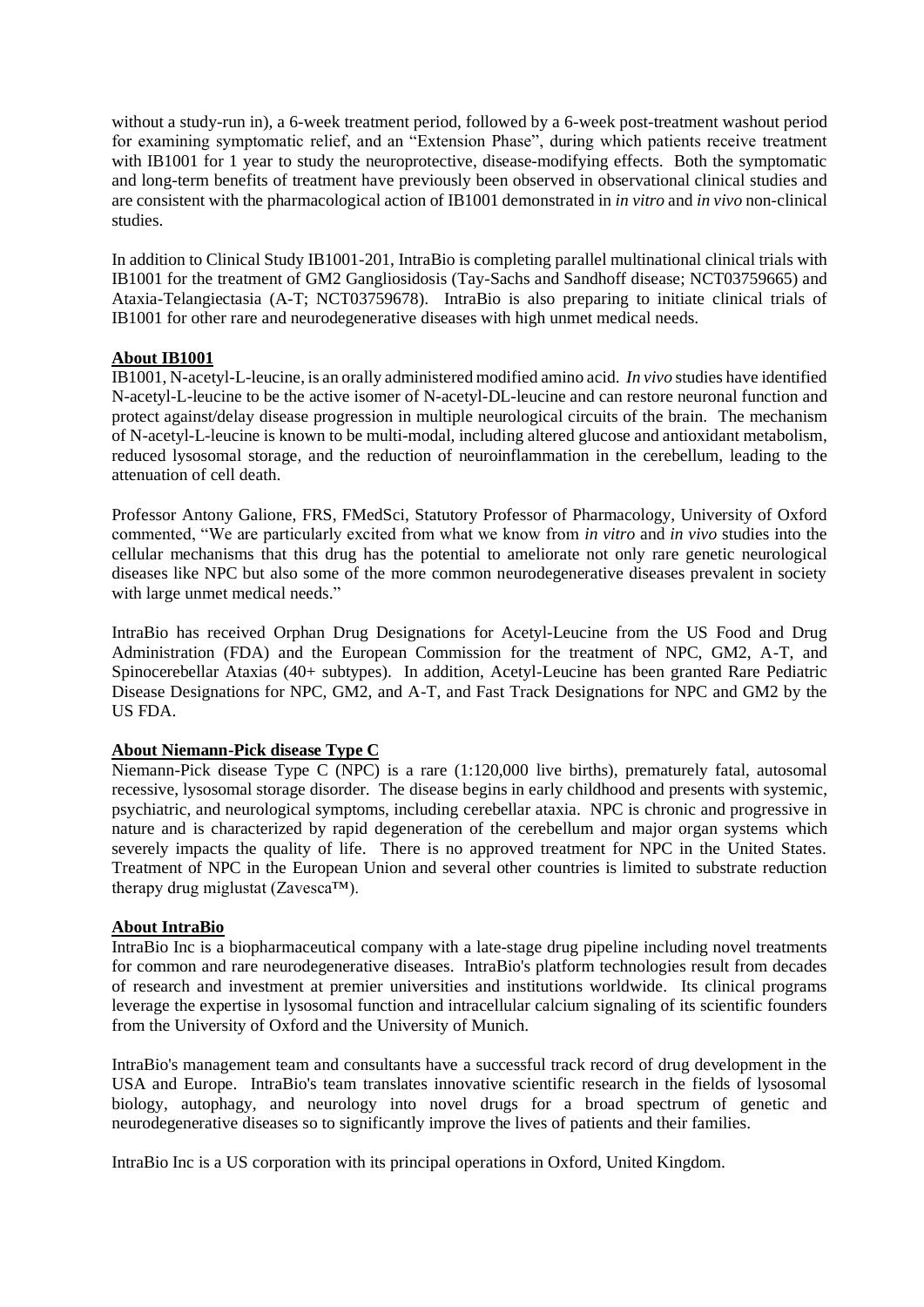without a study-run in), a 6-week treatment period, followed by a 6-week post-treatment washout period for examining symptomatic relief, and an "Extension Phase", during which patients receive treatment with IB1001 for 1 year to study the neuroprotective, disease-modifying effects. Both the symptomatic and long-term benefits of treatment have previously been observed in observational clinical studies and are consistent with the pharmacological action of IB1001 demonstrated in *in vitro* and *in vivo* non-clinical studies.

In addition to Clinical Study IB1001-201, IntraBio is completing parallel multinational clinical trials with IB1001 for the treatment of GM2 Gangliosidosis (Tay-Sachs and Sandhoff disease; NCT03759665) and Ataxia-Telangiectasia (A-T; NCT03759678). IntraBio is also preparing to initiate clinical trials of IB1001 for other rare and neurodegenerative diseases with high unmet medical needs.

**About IB1001**

IB1001, N-acetyl-L-leucine, is an orally administered modified amino acid. *In vivo* studies have identified N-acetyl-L-leucine to be the active isomer of N-acetyl-DL-leucine and can restore neuronal function and protect against/delay disease progression in multiple neurological circuits of the brain. The mechanism of N-acetyl-L-leucine is known to be multi-modal, including altered glucose and antioxidant metabolism, reduced lysosomal storage, and the reduction of neuroinflammation in the cerebellum, leading to the attenuation of cell death.

Professor Antony Galione, FRS, FMedSci, Statutory Professor of Pharmacology, University of Oxford commented, "We are particularly excited from what we know from *in vitro* and *in vivo* studies into the cellular mechanisms that this drug has the potential to ameliorate not only rare genetic neurological diseases like NPC but also some of the more common neurodegenerative diseases prevalent in society with large unmet medical needs."

IntraBio has received Orphan Drug Designations for Acetyl-Leucine from the US Food and Drug Administration (FDA) and the European Commission for the treatment of NPC, GM2, A-T, and Spinocerebellar Ataxias (40+ subtypes). In addition, Acetyl-Leucine has been granted Rare Pediatric Disease Designations for NPC, GM2, and A-T, and Fast Track Designations for NPC and GM2 by the US FDA.

**About Niemann-Pick disease Type C**

Niemann-Pick disease Type C (NPC) is a rare (1:120,000 live births), prematurely fatal, autosomal recessive, lysosomal storage disorder. The disease begins in early childhood and presents with systemic, psychiatric, and neurological symptoms, including cerebellar ataxia. NPC is chronic and progressive in nature and is characterized by rapid degeneration of the cerebellum and major organ systems which severely impacts the quality of life. There is no approved treatment for NPC in the United States. Treatment of NPC in the European Union and several other countries is limited to substrate reduction therapy drug miglustat (Zavesca™).

**About IntraBio**

IntraBio Inc is a biopharmaceutical company with a late-stage drug pipeline including novel treatments for common and rare neurodegenerative diseases. IntraBio's platform technologies result from decades of research and investment at premier universities and institutions worldwide. Its clinical programs leverage the expertise in lysosomal function and intracellular calcium signaling of its scientific founders from the University of Oxford and the University of Munich.

IntraBio's management team and consultants have a successful track record of drug development in the USA and Europe. IntraBio's team translates innovative scientific research in the fields of lysosomal biology, autophagy, and neurology into novel drugs for a broad spectrum of genetic and neurodegenerative diseases so to significantly improve the lives of patients and their families.

IntraBio Inc is a US corporation with its principal operations in Oxford, United Kingdom.